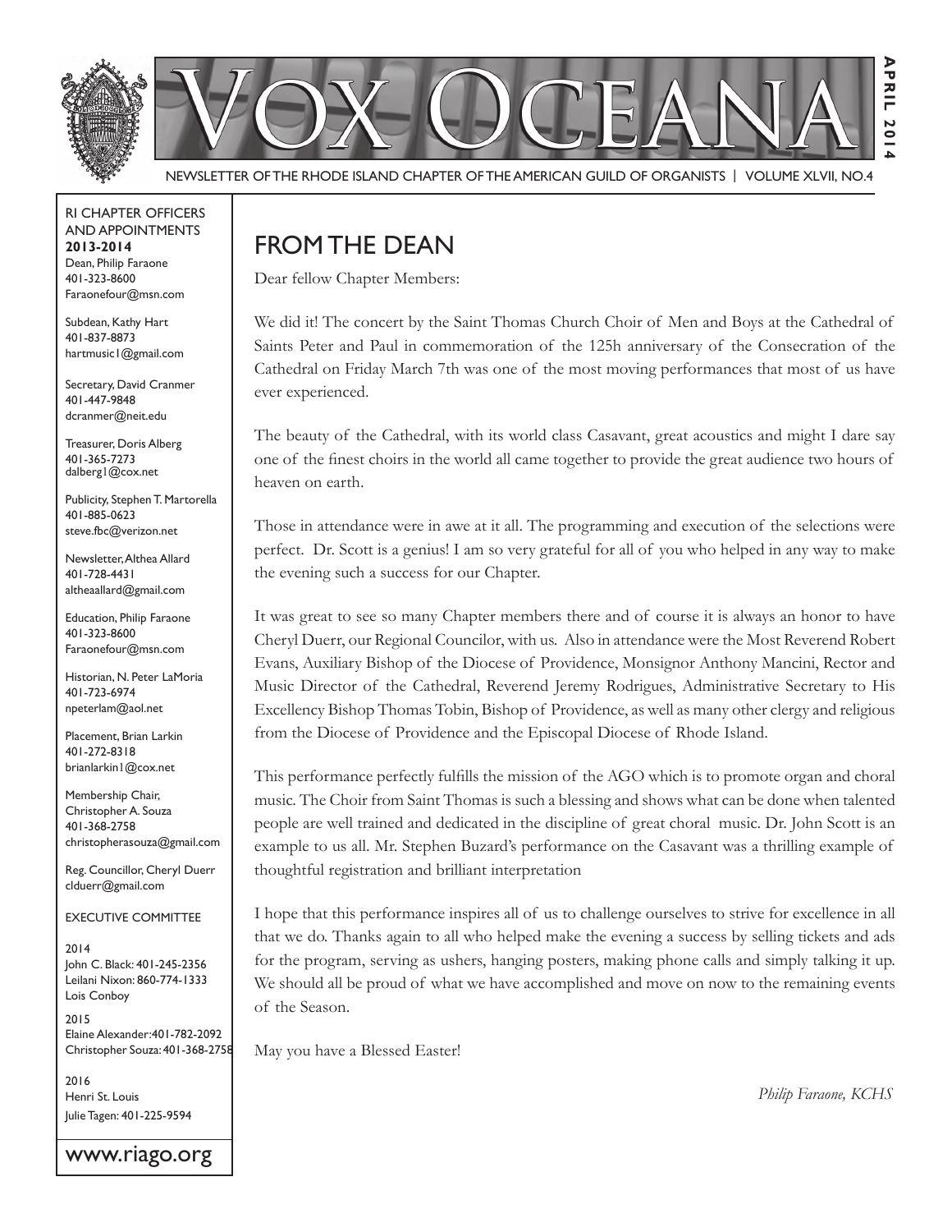# Vox Oceana

NEWSLETTER OF THE RHODE ISLAND CHAPTER OF THE AMERICAN GUILD OF ORGANISTS | VOLUME XLVII, NO.4

**APRIL 2014**

RI CHAPTER OFFICERS AND APPOINTMENTS
**2013-2014**

Dean, Philip Faraone
401-323-8600
Faraonefour@msn.com

Subdean, Kathy Hart
401-837-8873
hartmusic1@gmail.com

Secretary, David Cranmer
401-447-9848
dcranmer@neit.edu

Treasurer, Doris Alberg
401-365-7273
dalberg1@cox.net

Publicity, Stephen T. Martorella
401-885-0623
steve.fbc@verizon.net

Newsletter, Althea Allard
401-728-4431
altheaallard@gmail.com

Education, Philip Faraone
401-323-8600
Faraonefour@msn.com

Historian, N. Peter LaMoria
401-723-6974
npeterlam@aol.net

Placement, Brian Larkin
401-272-8318
brianlarkin1@cox.net

Membership Chair, Christopher A. Souza
401-368-2758
christopherasouza@gmail.com

Reg. Councillor, Cheryl Duerr
clduerr@gmail.com

EXECUTIVE COMMITTEE

2014
John C. Black: 401-245-2356
Leilani Nixon: 860-774-1333
Lois Conboy

2015
Elaine Alexander: 401-782-2092
Christopher Souza: 401-368-2758

2016
Henri St. Louis
Julie Tagen: 401-225-9594

www.riago.org

## FROM THE DEAN

Dear fellow Chapter Members:

We did it! The concert by the Saint Thomas Church Choir of Men and Boys at the Cathedral of Saints Peter and Paul in commemoration of the 125h anniversary of the Consecration of the Cathedral on Friday March 7th was one of the most moving performances that most of us have ever experienced.

The beauty of the Cathedral, with its world class Casavant, great acoustics and might I dare say one of the finest choirs in the world all came together to provide the great audience two hours of heaven on earth.

Those in attendance were in awe at it all. The programming and execution of the selections were perfect. Dr. Scott is a genius! I am so very grateful for all of you who helped in any way to make the evening such a success for our Chapter.

It was great to see so many Chapter members there and of course it is always an honor to have Cheryl Duerr, our Regional Councilor, with us. Also in attendance were the Most Reverend Robert Evans, Auxiliary Bishop of the Diocese of Providence, Monsignor Anthony Mancini, Rector and Music Director of the Cathedral, Reverend Jeremy Rodrigues, Administrative Secretary to His Excellency Bishop Thomas Tobin, Bishop of Providence, as well as many other clergy and religious from the Diocese of Providence and the Episcopal Diocese of Rhode Island.

This performance perfectly fulfills the mission of the AGO which is to promote organ and choral music. The Choir from Saint Thomas is such a blessing and shows what can be done when talented people are well trained and dedicated in the discipline of great choral music. Dr. John Scott is an example to us all. Mr. Stephen Buzard's performance on the Casavant was a thrilling example of thoughtful registration and brilliant interpretation

I hope that this performance inspires all of us to challenge ourselves to strive for excellence in all that we do. Thanks again to all who helped make the evening a success by selling tickets and ads for the program, serving as ushers, hanging posters, making phone calls and simply talking it up. We should all be proud of what we have accomplished and move on now to the remaining events of the Season.

May you have a Blessed Easter!

*Philip Faraone, KCHS*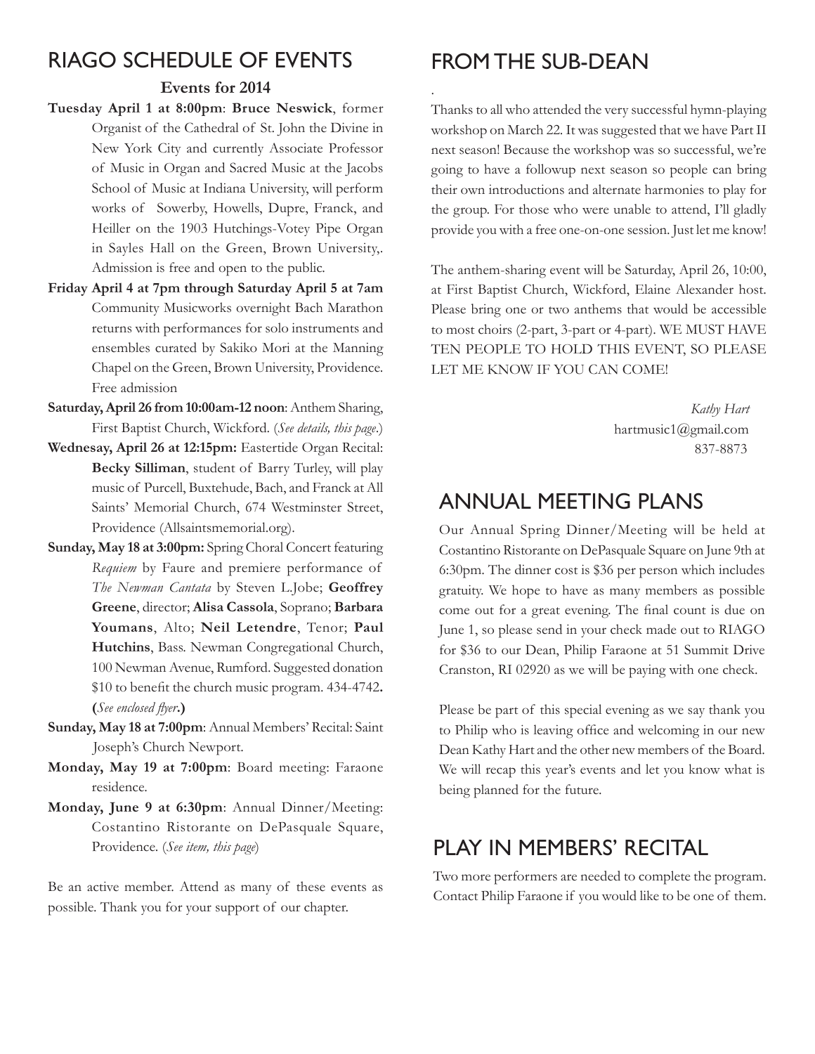## RIAGO SCHEDULE OF EVENTS

**Events for 2014**

**Tuesday April 1 at 8:00pm**: **Bruce Neswick**, former Organist of the Cathedral of St. John the Divine in New York City and currently Associate Professor of Music in Organ and Sacred Music at the Jacobs School of Music at Indiana University, will perform works of Sowerby, Howells, Dupre, Franck, and Heiller on the 1903 Hutchings-Votey Pipe Organ in Sayles Hall on the Green, Brown University,. Admission is free and open to the public.

**Friday April 4 at 7pm through Saturday April 5 at 7am** Community Musicworks overnight Bach Marathon returns with performances for solo instruments and ensembles curated by Sakiko Mori at the Manning Chapel on the Green, Brown University, Providence. Free admission

**Saturday, April 26 from 10:00am-12 noon**: Anthem Sharing, First Baptist Church, Wickford. (*See details, this page*.)

**Wednesay, April 26 at 12:15pm:** Eastertide Organ Recital: **Becky Silliman**, student of Barry Turley, will play music of Purcell, Buxtehude, Bach, and Franck at All Saints' Memorial Church, 674 Westminster Street, Providence (Allsaintsmemorial.org).

**Sunday, May 18 at 3:00pm:** Spring Choral Concert featuring *Requiem* by Faure and premiere performance of *The Newman Cantata* by Steven L.Jobe; **Geoffrey Greene**, director; **Alisa Cassola**, Soprano; **Barbara Youmans**, Alto; **Neil Letendre**, Tenor; **Paul Hutchins**, Bass. Newman Congregational Church, 100 Newman Avenue, Rumford. Suggested donation $10 to benefit the church music program. 434-4742**.** **(***See enclosed flyer***.)**

**Sunday, May 18 at 7:00pm**: Annual Members' Recital: Saint Joseph's Church Newport.

**Monday, May 19 at 7:00pm**: Board meeting: Faraone residence.

**Monday, June 9 at 6:30pm**: Annual Dinner/Meeting: Costantino Ristorante on DePasquale Square, Providence. (*See item, this page*)

Be an active member. Attend as many of these events as possible. Thank you for your support of our chapter.

## FROM THE SUB-DEAN

Thanks to all who attended the very successful hymn-playing workshop on March 22. It was suggested that we have Part II next season! Because the workshop was so successful, we're going to have a followup next season so people can bring their own introductions and alternate harmonies to play for the group. For those who were unable to attend, I'll gladly provide you with a free one-on-one session. Just let me know!

The anthem-sharing event will be Saturday, April 26, 10:00, at First Baptist Church, Wickford, Elaine Alexander host. Please bring one or two anthems that would be accessible to most choirs (2-part, 3-part or 4-part). WE MUST HAVE TEN PEOPLE TO HOLD THIS EVENT, SO PLEASE LET ME KNOW IF YOU CAN COME!

*Kathy Hart*
hartmusic1@gmail.com
837-8873

## ANNUAL MEETING PLANS

Our Annual Spring Dinner/Meeting will be held at Costantino Ristorante on DePasquale Square on June 9th at 6:30pm. The dinner cost is $36 per person which includes gratuity. We hope to have as many members as possible come out for a great evening. The final count is due on June 1, so please send in your check made out to RIAGO for $36 to our Dean, Philip Faraone at 51 Summit Drive Cranston, RI 02920 as we will be paying with one check.

Please be part of this special evening as we say thank you to Philip who is leaving office and welcoming in our new Dean Kathy Hart and the other new members of the Board. We will recap this year's events and let you know what is being planned for the future.

## PLAY IN MEMBERS' RECITAL

Two more performers are needed to complete the program. Contact Philip Faraone if you would like to be one of them.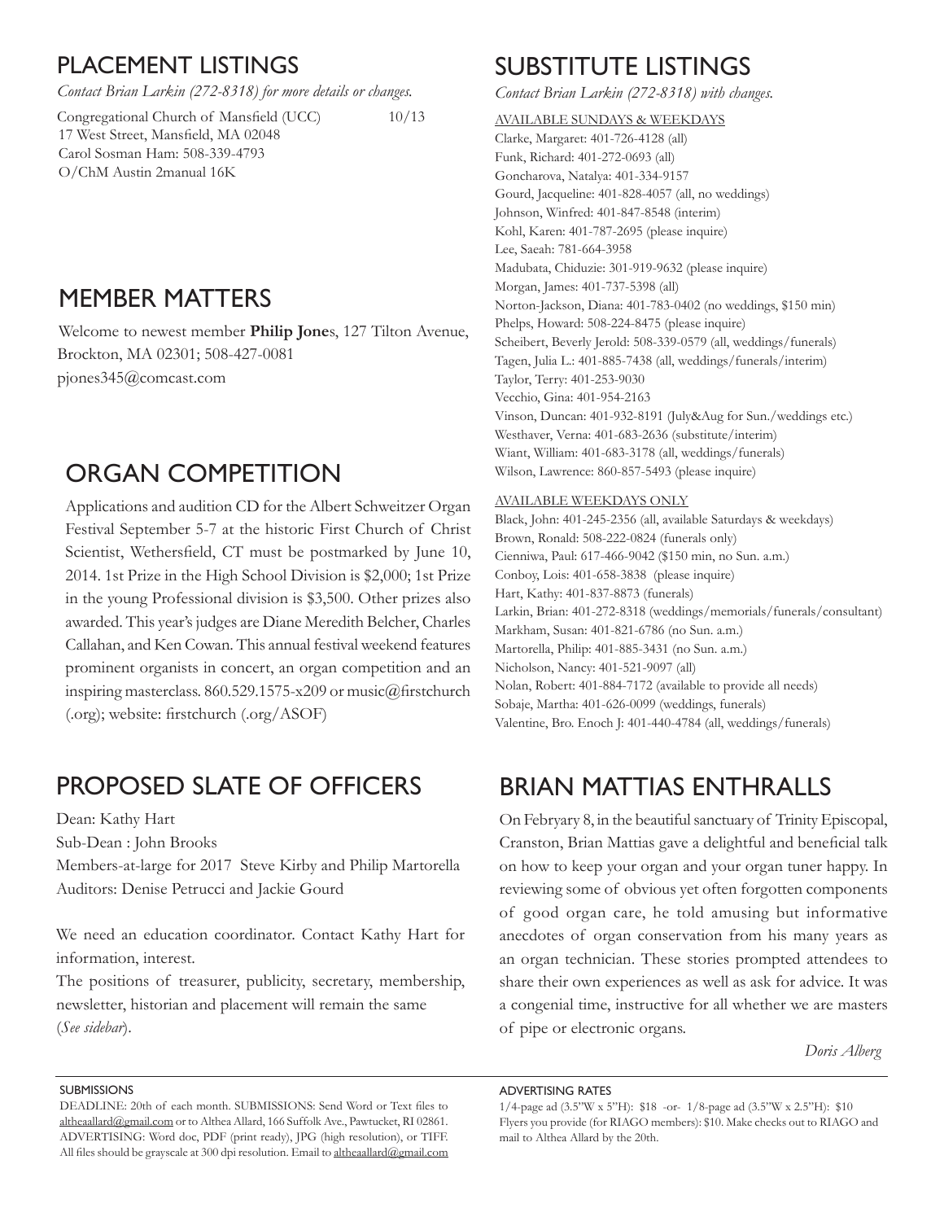## PLACEMENT LISTINGS

*Contact Brian Larkin (272-8318) for more details or changes.*

Congregational Church of Mansfield (UCC) 10/13
17 West Street, Mansfield, MA 02048
Carol Sosman Ham: 508-339-4793
O/ChM Austin 2manual 16K

## MEMBER MATTERS

Welcome to newest member **Philip Jone**s, 127 Tilton Avenue, Brockton, MA 02301; 508-427-0081
pjones345@comcast.com

## ORGAN COMPETITION

Applications and audition CD for the Albert Schweitzer Organ Festival September 5-7 at the historic First Church of Christ Scientist, Wethersfield, CT must be postmarked by June 10, 2014. 1st Prize in the High School Division is $2,000; 1st Prize in the young Professional division is $3,500. Other prizes also awarded. This year's judges are Diane Meredith Belcher, Charles Callahan, and Ken Cowan. This annual festival weekend features prominent organists in concert, an organ competition and an inspiring masterclass. 860.529.1575-x209 or music@firstchurch (.org); website: firstchurch (.org/ASOF)

## PROPOSED SLATE OF OFFICERS

Dean: Kathy Hart
Sub-Dean : John Brooks
Members-at-large for 2017 Steve Kirby and Philip Martorella
Auditors: Denise Petrucci and Jackie Gourd

We need an education coordinator. Contact Kathy Hart for information, interest.
The positions of treasurer, publicity, secretary, membership, newsletter, historian and placement will remain the same (*See sidebar*).

## SUBSTITUTE LISTINGS

*Contact Brian Larkin (272-8318) with changes.*

AVAILABLE SUNDAYS & WEEKDAYS

Clarke, Margaret: 401-726-4128 (all)
Funk, Richard: 401-272-0693 (all)
Goncharova, Natalya: 401-334-9157
Gourd, Jacqueline: 401-828-4057 (all, no weddings)
Johnson, Winfred: 401-847-8548 (interim)
Kohl, Karen: 401-787-2695 (please inquire)
Lee, Saeah: 781-664-3958
Madubata, Chiduzie: 301-919-9632 (please inquire)
Morgan, James: 401-737-5398 (all)
Norton-Jackson, Diana: 401-783-0402 (no weddings, $150 min)
Phelps, Howard: 508-224-8475 (please inquire)
Scheibert, Beverly Jerold: 508-339-0579 (all, weddings/funerals)
Tagen, Julia L.: 401-885-7438 (all, weddings/funerals/interim)
Taylor, Terry: 401-253-9030
Vecchio, Gina: 401-954-2163
Vinson, Duncan: 401-932-8191 (July&Aug for Sun./weddings etc.)
Westhaver, Verna: 401-683-2636 (substitute/interim)
Wiant, William: 401-683-3178 (all, weddings/funerals)
Wilson, Lawrence: 860-857-5493 (please inquire)

AVAILABLE WEEKDAYS ONLY

Black, John: 401-245-2356 (all, available Saturdays & weekdays)
Brown, Ronald: 508-222-0824 (funerals only)
Cienniwa, Paul: 617-466-9042 ($150 min, no Sun. a.m.)
Conboy, Lois: 401-658-3838 (please inquire)
Hart, Kathy: 401-837-8873 (funerals)
Larkin, Brian: 401-272-8318 (weddings/memorials/funerals/consultant)
Markham, Susan: 401-821-6786 (no Sun. a.m.)
Martorella, Philip: 401-885-3431 (no Sun. a.m.)
Nicholson, Nancy: 401-521-9097 (all)
Nolan, Robert: 401-884-7172 (available to provide all needs)
Sobaje, Martha: 401-626-0099 (weddings, funerals)
Valentine, Bro. Enoch J: 401-440-4784 (all, weddings/funerals)

## BRIAN MATTIAS ENTHRALLS

On Febryary 8, in the beautiful sanctuary of Trinity Episcopal, Cranston, Brian Mattias gave a delightful and beneficial talk on how to keep your organ and your organ tuner happy. In reviewing some of obvious yet often forgotten components of good organ care, he told amusing but informative anecdotes of organ conservation from his many years as an organ technician. These stories prompted attendees to share their own experiences as well as ask for advice. It was a congenial time, instructive for all whether we are masters of pipe or electronic organs.

*Doris Alberg*

SUBMISSIONS

DEADLINE: 20th of each month. SUBMISSIONS: Send Word or Text files to altheaallard@gmail.com or to Althea Allard, 166 Suffolk Ave., Pawtucket, RI 02861. ADVERTISING: Word doc, PDF (print ready), JPG (high resolution), or TIFF. All files should be grayscale at 300 dpi resolution. Email to altheaallard@gmail.com

ADVERTISING RATES

1/4-page ad (3.5"W x 5"H): $18 -or- 1/8-page ad (3.5"W x 2.5"H): $10
Flyers you provide (for RIAGO members): $10. Make checks out to RIAGO and mail to Althea Allard by the 20th.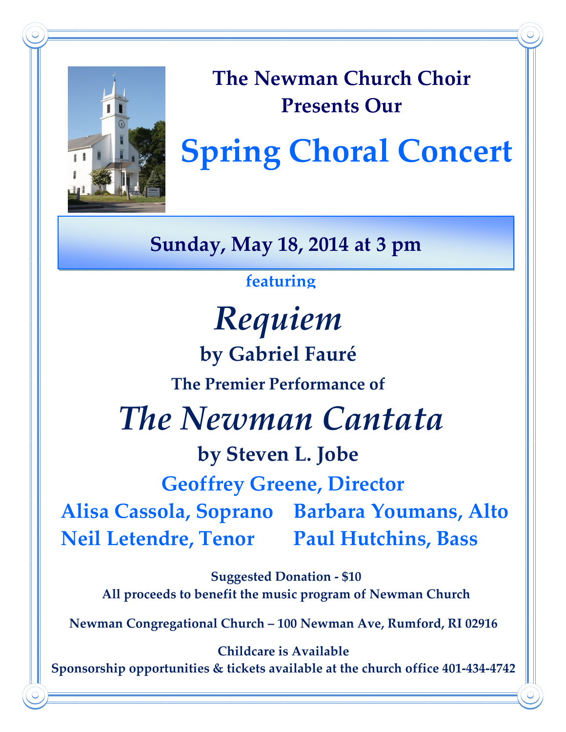# The Newman Church Choir Presents Our

# Spring Choral Concert

## Sunday, May 18, 2014 at 3 pm

featuring

# *Requiem*

## by Gabriel Fauré

The Premier Performance of

# *The Newman Cantata*

## by Steven L. Jobe

**Geoffrey Greene, Director**

**Alisa Cassola, Soprano** | **Barbara Youmans, Alto**

**Neil Letendre, Tenor** | **Paul Hutchins, Bass**

**Suggested Donation - $10**

**All proceeds to benefit the music program of Newman Church**

**Newman Congregational Church – 100 Newman Ave, Rumford, RI 02916**

**Childcare is Available**

**Sponsorship opportunities & tickets available at the church office 401-434-4742**